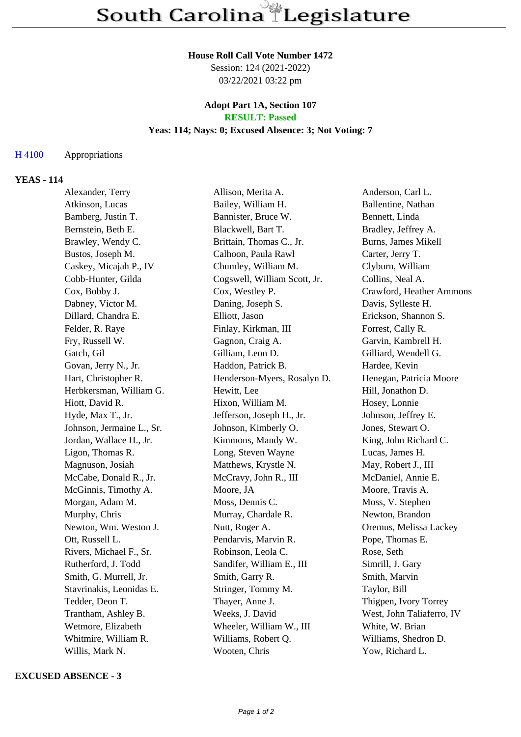# South Carolina Legislature

**House Roll Call Vote Number 1472**
Session: 124 (2021-2022)
03/22/2021 03:22 pm

**Adopt Part 1A, Section 107**
**RESULT: Passed**
**Yeas: 114; Nays: 0; Excused Absence: 3; Not Voting: 7**

H 4100 Appropriations

**YEAS - 114**

| | | |
|---|---|---|
| Alexander, Terry | Allison, Merita A. | Anderson, Carl L. |
| Atkinson, Lucas | Bailey, William H. | Ballentine, Nathan |
| Bamberg, Justin T. | Bannister, Bruce W. | Bennett, Linda |
| Bernstein, Beth E. | Blackwell, Bart T. | Bradley, Jeffrey A. |
| Brawley, Wendy C. | Brittain, Thomas C., Jr. | Burns, James Mikell |
| Bustos, Joseph M. | Calhoon, Paula Rawl | Carter, Jerry T. |
| Caskey, Micajah P., IV | Chumley, William M. | Clyburn, William |
| Cobb-Hunter, Gilda | Cogswell, William Scott, Jr. | Collins, Neal A. |
| Cox, Bobby J. | Cox, Westley P. | Crawford, Heather Ammons |
| Dabney, Victor M. | Daning, Joseph S. | Davis, Sylleste H. |
| Dillard, Chandra E. | Elliott, Jason | Erickson, Shannon S. |
| Felder, R. Raye | Finlay, Kirkman, III | Forrest, Cally R. |
| Fry, Russell W. | Gagnon, Craig A. | Garvin, Kambrell H. |
| Gatch, Gil | Gilliam, Leon D. | Gilliard, Wendell G. |
| Govan, Jerry N., Jr. | Haddon, Patrick B. | Hardee, Kevin |
| Hart, Christopher R. | Henderson-Myers, Rosalyn D. | Henegan, Patricia Moore |
| Herbkersman, William G. | Hewitt, Lee | Hill, Jonathon D. |
| Hiott, David R. | Hixon, William M. | Hosey, Lonnie |
| Hyde, Max T., Jr. | Jefferson, Joseph H., Jr. | Johnson, Jeffrey E. |
| Johnson, Jermaine L., Sr. | Johnson, Kimberly O. | Jones, Stewart O. |
| Jordan, Wallace H., Jr. | Kimmons, Mandy W. | King, John Richard C. |
| Ligon, Thomas R. | Long, Steven Wayne | Lucas, James H. |
| Magnuson, Josiah | Matthews, Krystle N. | May, Robert J., III |
| McCabe, Donald R., Jr. | McCravy, John R., III | McDaniel, Annie E. |
| McGinnis, Timothy A. | Moore, JA | Moore, Travis A. |
| Morgan, Adam M. | Moss, Dennis C. | Moss, V. Stephen |
| Murphy, Chris | Murray, Chardale R. | Newton, Brandon |
| Newton, Wm. Weston J. | Nutt, Roger A. | Oremus, Melissa Lackey |
| Ott, Russell L. | Pendarvis, Marvin R. | Pope, Thomas E. |
| Rivers, Michael F., Sr. | Robinson, Leola C. | Rose, Seth |
| Rutherford, J. Todd | Sandifer, William E., III | Simrill, J. Gary |
| Smith, G. Murrell, Jr. | Smith, Garry R. | Smith, Marvin |
| Stavrinakis, Leonidas E. | Stringer, Tommy M. | Taylor, Bill |
| Tedder, Deon T. | Thayer, Anne J. | Thigpen, Ivory Torrey |
| Trantham, Ashley B. | Weeks, J. David | West, John Taliaferro, IV |
| Wetmore, Elizabeth | Wheeler, William W., III | White, W. Brian |
| Whitmire, William R. | Williams, Robert Q. | Williams, Shedron D. |
| Willis, Mark N. | Wooten, Chris | Yow, Richard L. |

**EXCUSED ABSENCE - 3**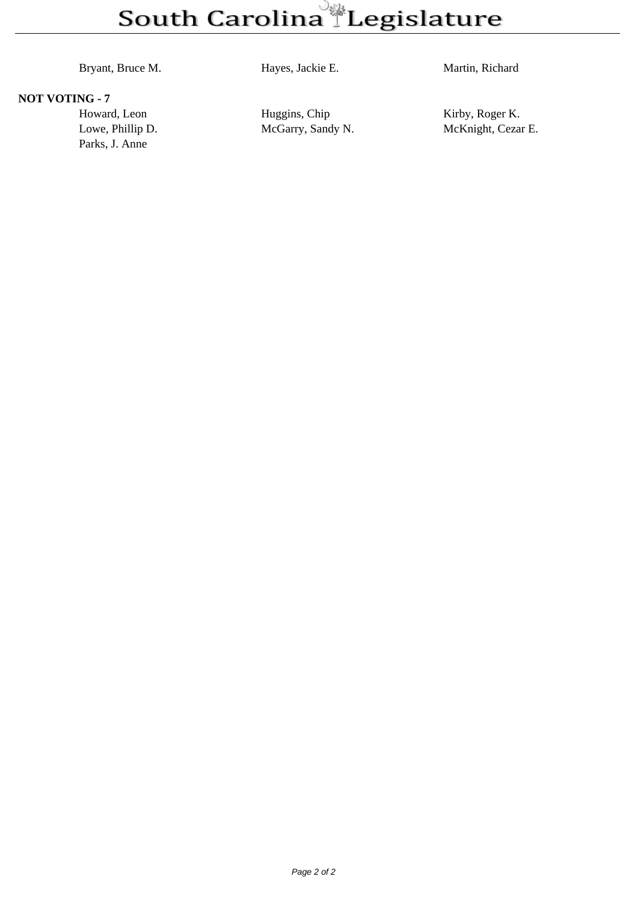| | | |
|---|---|---|
| Bryant, Bruce M. | Hayes, Jackie E. | Martin, Richard |

**NOT VOTING - 7**

| | | |
|---|---|---|
| Howard, Leon | Huggins, Chip | Kirby, Roger K. |
| Lowe, Phillip D. | McGarry, Sandy N. | McKnight, Cezar E. |
| Parks, J. Anne | | |